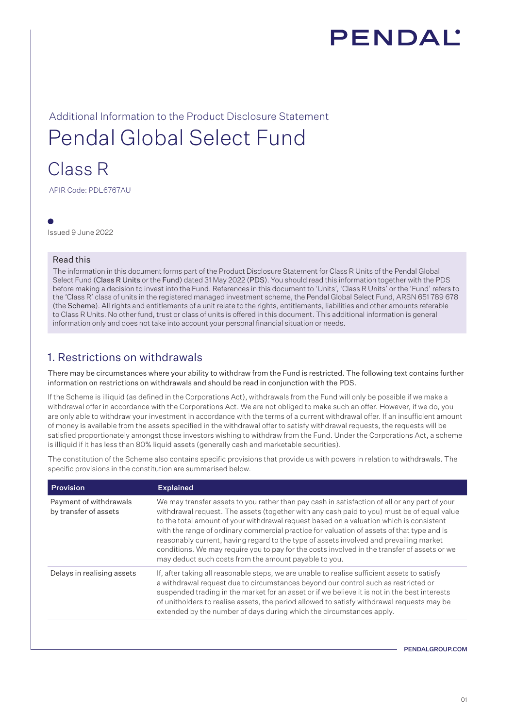PENDAL

Additional Information to the Product Disclosure Statement

# Pendal Global Select Fund

## Class R

APIR Code: PDL6767AU

Issued 9 June 2022

### Read this

The information in this document forms part of the Product Disclosure Statement for Class R Units of the Pendal Global Select Fund (**Class R Units** or the **Fund**) dated 31 May 2022 (**PDS**). You should read this information together with the PDS before making a decision to invest into the Fund. References in this document to 'Units', 'Class R Units' or the 'Fund' refers to the 'Class R' class of units in the registered managed investment scheme, the Pendal Global Select Fund, ARSN 651 789 678 (the **Scheme**). All rights and entitlements of a unit relate to the rights, entitlements, liabilities and other amounts referable to Class R Units. No other fund, trust or class of units is offered in this document. This additional information is general information only and does not take into account your personal financial situation or needs.

## 1. Restrictions on withdrawals

There may be circumstances where your ability to withdraw from the Fund is restricted. The following text contains further information on restrictions on withdrawals and should be read in conjunction with the PDS.

If the Scheme is illiquid (as defined in the Corporations Act), withdrawals from the Fund will only be possible if we make a withdrawal offer in accordance with the Corporations Act. We are not obliged to make such an offer. However, if we do, you are only able to withdraw your investment in accordance with the terms of a current withdrawal offer. If an insufficient amount of money is available from the assets specified in the withdrawal offer to satisfy withdrawal requests, the requests will be satisfied proportionately amongst those investors wishing to withdraw from the Fund. Under the Corporations Act, a scheme is illiquid if it has less than 80% liquid assets (generally cash and marketable securities).

The constitution of the Scheme also contains specific provisions that provide us with powers in relation to withdrawals. The specific provisions in the constitution are summarised below.

| Provision | Explained |
|---|---|
| Payment of withdrawals by transfer of assets | We may transfer assets to you rather than pay cash in satisfaction of all or any part of your withdrawal request. The assets (together with any cash paid to you) must be of equal value to the total amount of your withdrawal request based on a valuation which is consistent with the range of ordinary commercial practice for valuation of assets of that type and is reasonably current, having regard to the type of assets involved and prevailing market conditions. We may require you to pay for the costs involved in the transfer of assets or we may deduct such costs from the amount payable to you. |
| Delays in realising assets | If, after taking all reasonable steps, we are unable to realise sufficient assets to satisfy a withdrawal request due to circumstances beyond our control such as restricted or suspended trading in the market for an asset or if we believe it is not in the best interests of unitholders to realise assets, the period allowed to satisfy withdrawal requests may be extended by the number of days during which the circumstances apply. |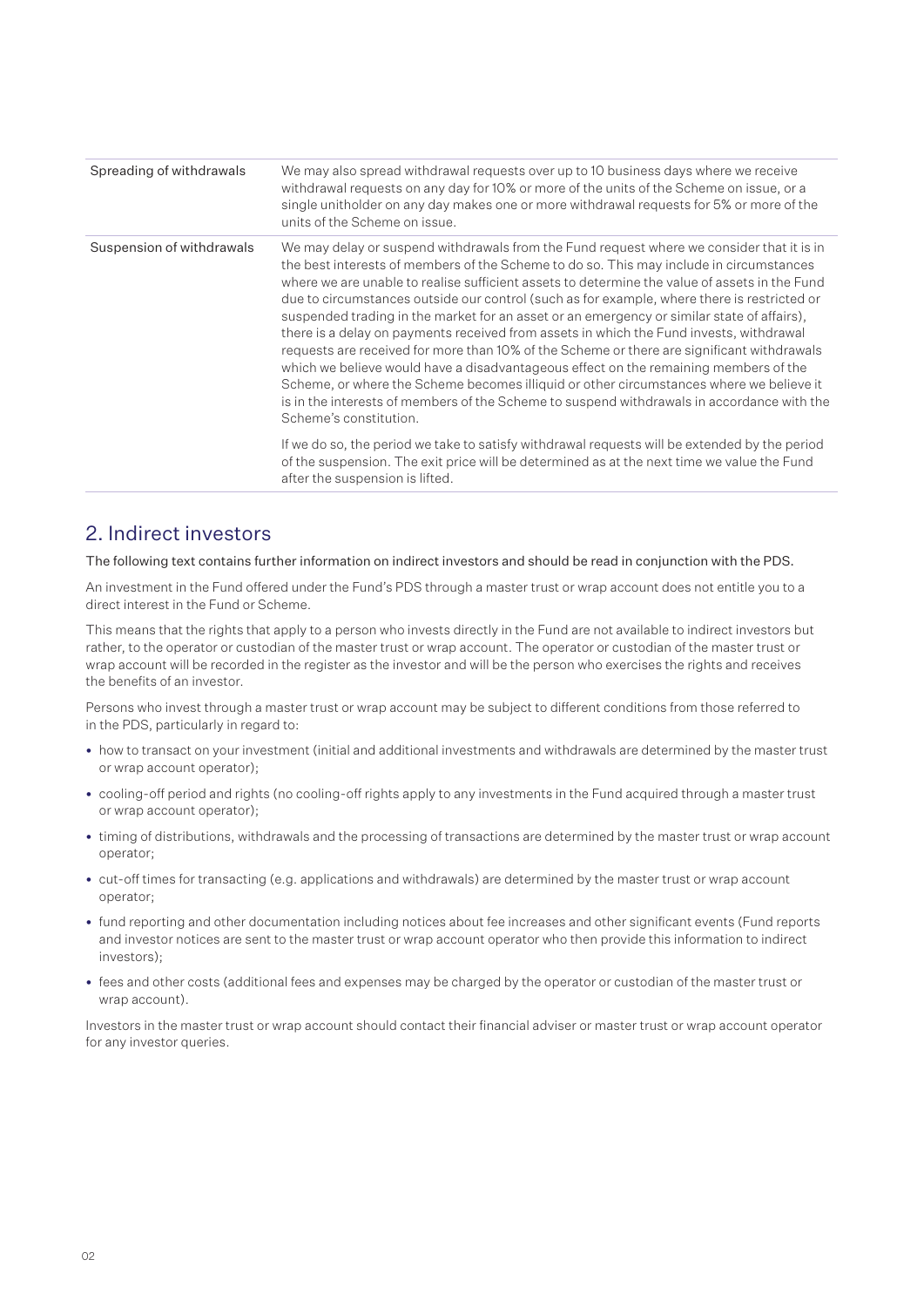| Spreading of withdrawals | We may also spread withdrawal requests over up to 10 business days where we receive withdrawal requests on any day for 10% or more of the units of the Scheme on issue, or a single unitholder on any day makes one or more withdrawal requests for 5% or more of the units of the Scheme on issue. |
|---|---|
| Suspension of withdrawals | We may delay or suspend withdrawals from the Fund request where we consider that it is in the best interests of members of the Scheme to do so. This may include in circumstances where we are unable to realise sufficient assets to determine the value of assets in the Fund due to circumstances outside our control (such as for example, where there is restricted or suspended trading in the market for an asset or an emergency or similar state of affairs), there is a delay on payments received from assets in which the Fund invests, withdrawal requests are received for more than 10% of the Scheme or there are significant withdrawals which we believe would have a disadvantageous effect on the remaining members of the Scheme, or where the Scheme becomes illiquid or other circumstances where we believe it is in the interests of members of the Scheme to suspend withdrawals in accordance with the Scheme's constitution.<br><br>If we do so, the period we take to satisfy withdrawal requests will be extended by the period of the suspension. The exit price will be determined as at the next time we value the Fund after the suspension is lifted. |

## 2. Indirect investors

The following text contains further information on indirect investors and should be read in conjunction with the PDS.

An investment in the Fund offered under the Fund's PDS through a master trust or wrap account does not entitle you to a direct interest in the Fund or Scheme.

This means that the rights that apply to a person who invests directly in the Fund are not available to indirect investors but rather, to the operator or custodian of the master trust or wrap account. The operator or custodian of the master trust or wrap account will be recorded in the register as the investor and will be the person who exercises the rights and receives the benefits of an investor.

Persons who invest through a master trust or wrap account may be subject to different conditions from those referred to in the PDS, particularly in regard to:

- how to transact on your investment (initial and additional investments and withdrawals are determined by the master trust or wrap account operator);
- cooling-off period and rights (no cooling-off rights apply to any investments in the Fund acquired through a master trust or wrap account operator);
- timing of distributions, withdrawals and the processing of transactions are determined by the master trust or wrap account operator;
- cut-off times for transacting (e.g. applications and withdrawals) are determined by the master trust or wrap account operator;
- fund reporting and other documentation including notices about fee increases and other significant events (Fund reports and investor notices are sent to the master trust or wrap account operator who then provide this information to indirect investors);
- fees and other costs (additional fees and expenses may be charged by the operator or custodian of the master trust or wrap account).

Investors in the master trust or wrap account should contact their financial adviser or master trust or wrap account operator for any investor queries.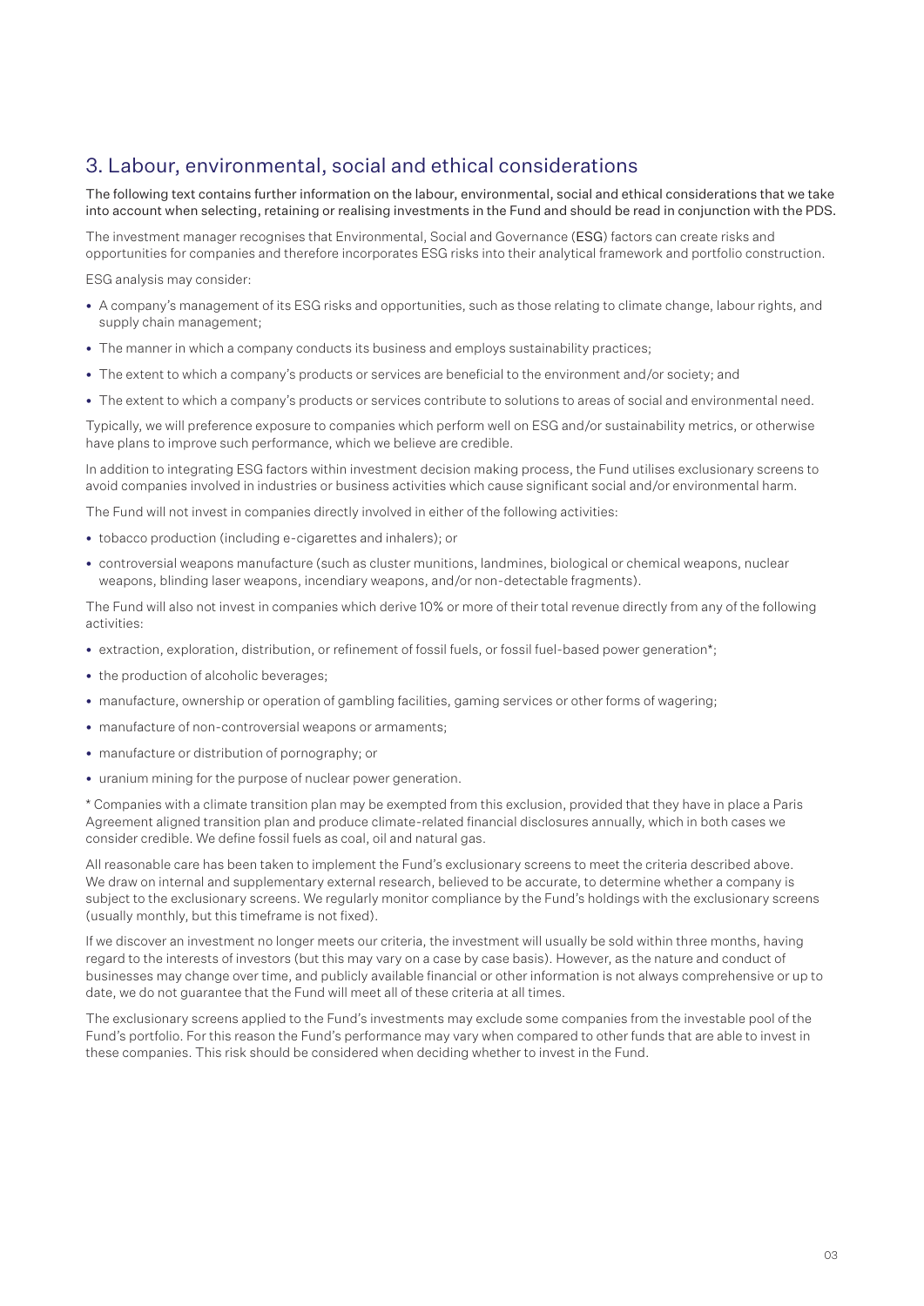## 3. Labour, environmental, social and ethical considerations

The following text contains further information on the labour, environmental, social and ethical considerations that we take into account when selecting, retaining or realising investments in the Fund and should be read in conjunction with the PDS.

The investment manager recognises that Environmental, Social and Governance (ESG) factors can create risks and opportunities for companies and therefore incorporates ESG risks into their analytical framework and portfolio construction.

ESG analysis may consider:

- A company's management of its ESG risks and opportunities, such as those relating to climate change, labour rights, and supply chain management;
- The manner in which a company conducts its business and employs sustainability practices;
- The extent to which a company's products or services are beneficial to the environment and/or society; and
- The extent to which a company's products or services contribute to solutions to areas of social and environmental need.

Typically, we will preference exposure to companies which perform well on ESG and/or sustainability metrics, or otherwise have plans to improve such performance, which we believe are credible.

In addition to integrating ESG factors within investment decision making process, the Fund utilises exclusionary screens to avoid companies involved in industries or business activities which cause significant social and/or environmental harm.

The Fund will not invest in companies directly involved in either of the following activities:

- tobacco production (including e-cigarettes and inhalers); or
- controversial weapons manufacture (such as cluster munitions, landmines, biological or chemical weapons, nuclear weapons, blinding laser weapons, incendiary weapons, and/or non-detectable fragments).

The Fund will also not invest in companies which derive 10% or more of their total revenue directly from any of the following activities:

- extraction, exploration, distribution, or refinement of fossil fuels, or fossil fuel-based power generation*;
- the production of alcoholic beverages;
- manufacture, ownership or operation of gambling facilities, gaming services or other forms of wagering;
- manufacture of non-controversial weapons or armaments;
- manufacture or distribution of pornography; or
- uranium mining for the purpose of nuclear power generation.

* Companies with a climate transition plan may be exempted from this exclusion, provided that they have in place a Paris Agreement aligned transition plan and produce climate-related financial disclosures annually, which in both cases we consider credible. We define fossil fuels as coal, oil and natural gas.

All reasonable care has been taken to implement the Fund's exclusionary screens to meet the criteria described above. We draw on internal and supplementary external research, believed to be accurate, to determine whether a company is subject to the exclusionary screens. We regularly monitor compliance by the Fund's holdings with the exclusionary screens (usually monthly, but this timeframe is not fixed).

If we discover an investment no longer meets our criteria, the investment will usually be sold within three months, having regard to the interests of investors (but this may vary on a case by case basis). However, as the nature and conduct of businesses may change over time, and publicly available financial or other information is not always comprehensive or up to date, we do not guarantee that the Fund will meet all of these criteria at all times.

The exclusionary screens applied to the Fund's investments may exclude some companies from the investable pool of the Fund's portfolio. For this reason the Fund's performance may vary when compared to other funds that are able to invest in these companies. This risk should be considered when deciding whether to invest in the Fund.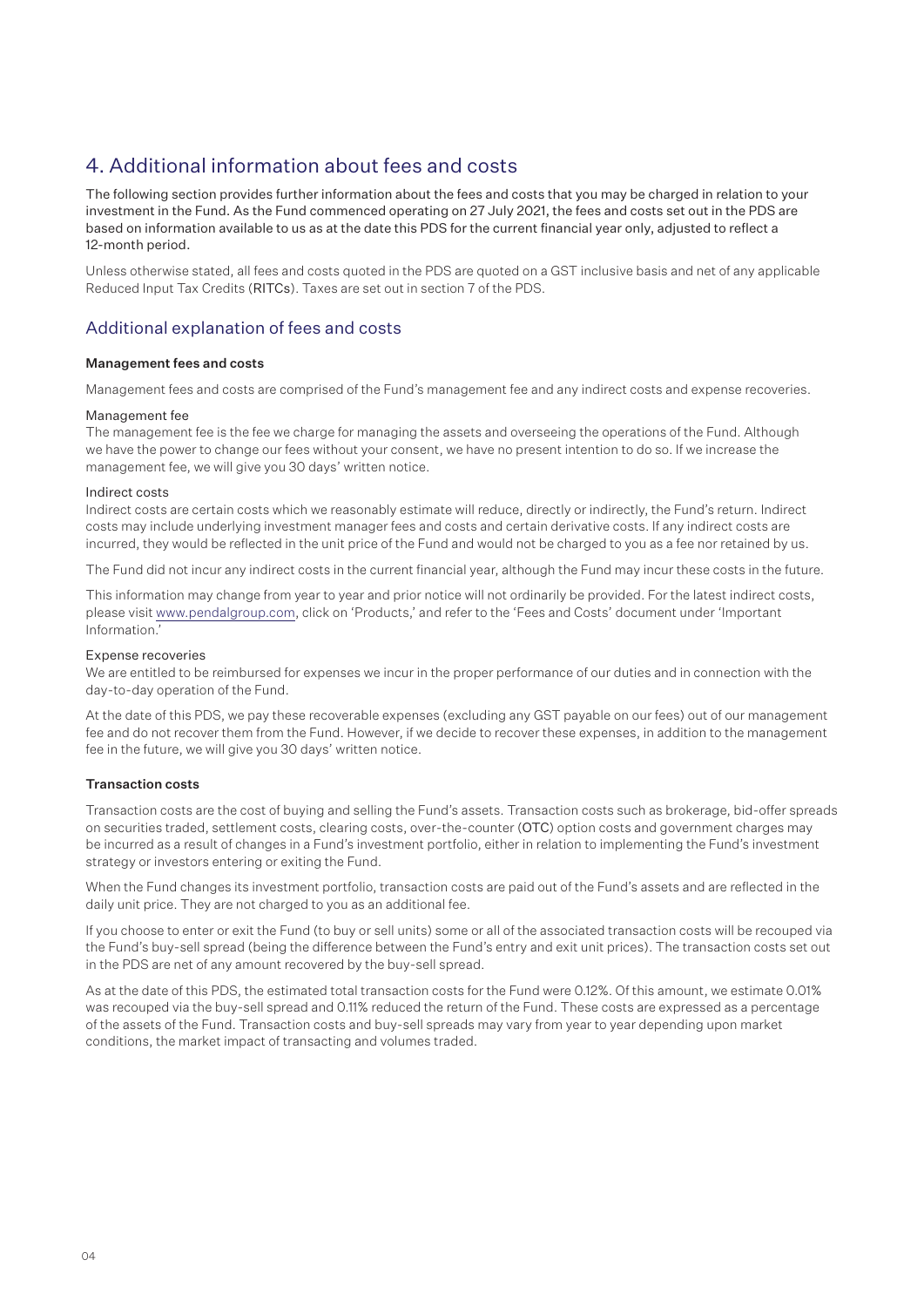# 4. Additional information about fees and costs

The following section provides further information about the fees and costs that you may be charged in relation to your investment in the Fund. As the Fund commenced operating on 27 July 2021, the fees and costs set out in the PDS are based on information available to us as at the date this PDS for the current financial year only, adjusted to reflect a 12-month period.

Unless otherwise stated, all fees and costs quoted in the PDS are quoted on a GST inclusive basis and net of any applicable Reduced Input Tax Credits (**RITCs**). Taxes are set out in section 7 of the PDS.

## Additional explanation of fees and costs

### Management fees and costs

Management fees and costs are comprised of the Fund's management fee and any indirect costs and expense recoveries.

#### Management fee

The management fee is the fee we charge for managing the assets and overseeing the operations of the Fund. Although we have the power to change our fees without your consent, we have no present intention to do so. If we increase the management fee, we will give you 30 days' written notice.

#### Indirect costs

Indirect costs are certain costs which we reasonably estimate will reduce, directly or indirectly, the Fund's return. Indirect costs may include underlying investment manager fees and costs and certain derivative costs. If any indirect costs are incurred, they would be reflected in the unit price of the Fund and would not be charged to you as a fee nor retained by us.

The Fund did not incur any indirect costs in the current financial year, although the Fund may incur these costs in the future.

This information may change from year to year and prior notice will not ordinarily be provided. For the latest indirect costs, please visit www.pendalgroup.com, click on 'Products,' and refer to the 'Fees and Costs' document under 'Important Information.'

#### Expense recoveries

We are entitled to be reimbursed for expenses we incur in the proper performance of our duties and in connection with the day-to-day operation of the Fund.

At the date of this PDS, we pay these recoverable expenses (excluding any GST payable on our fees) out of our management fee and do not recover them from the Fund. However, if we decide to recover these expenses, in addition to the management fee in the future, we will give you 30 days' written notice.

### Transaction costs

Transaction costs are the cost of buying and selling the Fund's assets. Transaction costs such as brokerage, bid-offer spreads on securities traded, settlement costs, clearing costs, over-the-counter (**OTC**) option costs and government charges may be incurred as a result of changes in a Fund's investment portfolio, either in relation to implementing the Fund's investment strategy or investors entering or exiting the Fund.

When the Fund changes its investment portfolio, transaction costs are paid out of the Fund's assets and are reflected in the daily unit price. They are not charged to you as an additional fee.

If you choose to enter or exit the Fund (to buy or sell units) some or all of the associated transaction costs will be recouped via the Fund's buy-sell spread (being the difference between the Fund's entry and exit unit prices). The transaction costs set out in the PDS are net of any amount recovered by the buy-sell spread.

As at the date of this PDS, the estimated total transaction costs for the Fund were 0.12%. Of this amount, we estimate 0.01% was recouped via the buy-sell spread and 0.11% reduced the return of the Fund. These costs are expressed as a percentage of the assets of the Fund. Transaction costs and buy-sell spreads may vary from year to year depending upon market conditions, the market impact of transacting and volumes traded.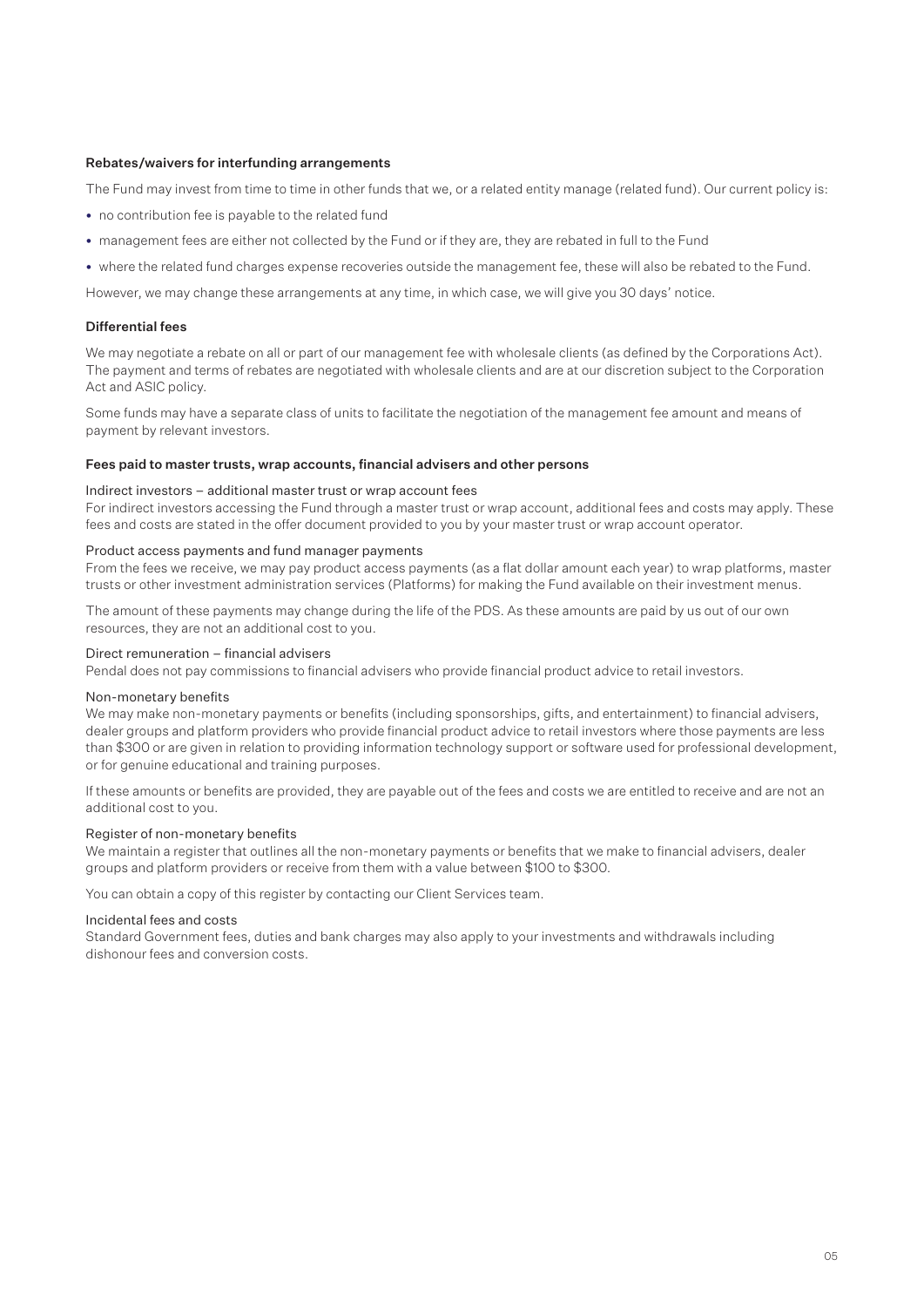### Rebates/waivers for interfunding arrangements

The Fund may invest from time to time in other funds that we, or a related entity manage (related fund). Our current policy is:

- no contribution fee is payable to the related fund
- management fees are either not collected by the Fund or if they are, they are rebated in full to the Fund
- where the related fund charges expense recoveries outside the management fee, these will also be rebated to the Fund.

However, we may change these arrangements at any time, in which case, we will give you 30 days' notice.

### Differential fees

We may negotiate a rebate on all or part of our management fee with wholesale clients (as defined by the Corporations Act). The payment and terms of rebates are negotiated with wholesale clients and are at our discretion subject to the Corporation Act and ASIC policy.

Some funds may have a separate class of units to facilitate the negotiation of the management fee amount and means of payment by relevant investors.

### Fees paid to master trusts, wrap accounts, financial advisers and other persons

#### Indirect investors – additional master trust or wrap account fees

For indirect investors accessing the Fund through a master trust or wrap account, additional fees and costs may apply. These fees and costs are stated in the offer document provided to you by your master trust or wrap account operator.

#### Product access payments and fund manager payments

From the fees we receive, we may pay product access payments (as a flat dollar amount each year) to wrap platforms, master trusts or other investment administration services (Platforms) for making the Fund available on their investment menus.

The amount of these payments may change during the life of the PDS. As these amounts are paid by us out of our own resources, they are not an additional cost to you.

#### Direct remuneration – financial advisers

Pendal does not pay commissions to financial advisers who provide financial product advice to retail investors.

#### Non-monetary benefits

We may make non-monetary payments or benefits (including sponsorships, gifts, and entertainment) to financial advisers, dealer groups and platform providers who provide financial product advice to retail investors where those payments are less than $300 or are given in relation to providing information technology support or software used for professional development, or for genuine educational and training purposes.

If these amounts or benefits are provided, they are payable out of the fees and costs we are entitled to receive and are not an additional cost to you.

#### Register of non-monetary benefits

We maintain a register that outlines all the non-monetary payments or benefits that we make to financial advisers, dealer groups and platform providers or receive from them with a value between $100 to $300.

You can obtain a copy of this register by contacting our Client Services team.

#### Incidental fees and costs

Standard Government fees, duties and bank charges may also apply to your investments and withdrawals including dishonour fees and conversion costs.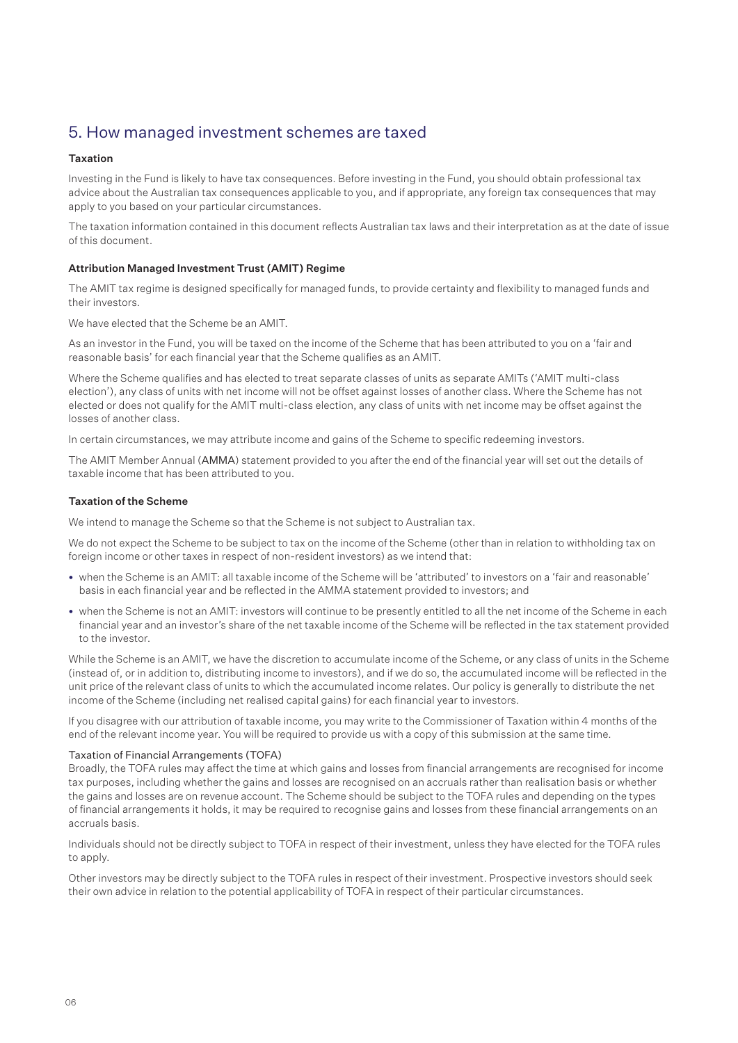## 5. How managed investment schemes are taxed

### Taxation

Investing in the Fund is likely to have tax consequences. Before investing in the Fund, you should obtain professional tax advice about the Australian tax consequences applicable to you, and if appropriate, any foreign tax consequences that may apply to you based on your particular circumstances.

The taxation information contained in this document reflects Australian tax laws and their interpretation as at the date of issue of this document.

### Attribution Managed Investment Trust (AMIT) Regime

The AMIT tax regime is designed specifically for managed funds, to provide certainty and flexibility to managed funds and their investors.

We have elected that the Scheme be an AMIT.

As an investor in the Fund, you will be taxed on the income of the Scheme that has been attributed to you on a 'fair and reasonable basis' for each financial year that the Scheme qualifies as an AMIT.

Where the Scheme qualifies and has elected to treat separate classes of units as separate AMITs ('AMIT multi-class election'), any class of units with net income will not be offset against losses of another class. Where the Scheme has not elected or does not qualify for the AMIT multi-class election, any class of units with net income may be offset against the losses of another class.

In certain circumstances, we may attribute income and gains of the Scheme to specific redeeming investors.

The AMIT Member Annual (**AMMA**) statement provided to you after the end of the financial year will set out the details of taxable income that has been attributed to you.

### Taxation of the Scheme

We intend to manage the Scheme so that the Scheme is not subject to Australian tax.

We do not expect the Scheme to be subject to tax on the income of the Scheme (other than in relation to withholding tax on foreign income or other taxes in respect of non-resident investors) as we intend that:

- when the Scheme is an AMIT: all taxable income of the Scheme will be 'attributed' to investors on a 'fair and reasonable' basis in each financial year and be reflected in the AMMA statement provided to investors; and
- when the Scheme is not an AMIT: investors will continue to be presently entitled to all the net income of the Scheme in each financial year and an investor's share of the net taxable income of the Scheme will be reflected in the tax statement provided to the investor.

While the Scheme is an AMIT, we have the discretion to accumulate income of the Scheme, or any class of units in the Scheme (instead of, or in addition to, distributing income to investors), and if we do so, the accumulated income will be reflected in the unit price of the relevant class of units to which the accumulated income relates. Our policy is generally to distribute the net income of the Scheme (including net realised capital gains) for each financial year to investors.

If you disagree with our attribution of taxable income, you may write to the Commissioner of Taxation within 4 months of the end of the relevant income year. You will be required to provide us with a copy of this submission at the same time.

#### Taxation of Financial Arrangements (TOFA)

Broadly, the TOFA rules may affect the time at which gains and losses from financial arrangements are recognised for income tax purposes, including whether the gains and losses are recognised on an accruals rather than realisation basis or whether the gains and losses are on revenue account. The Scheme should be subject to the TOFA rules and depending on the types of financial arrangements it holds, it may be required to recognise gains and losses from these financial arrangements on an accruals basis.

Individuals should not be directly subject to TOFA in respect of their investment, unless they have elected for the TOFA rules to apply.

Other investors may be directly subject to the TOFA rules in respect of their investment. Prospective investors should seek their own advice in relation to the potential applicability of TOFA in respect of their particular circumstances.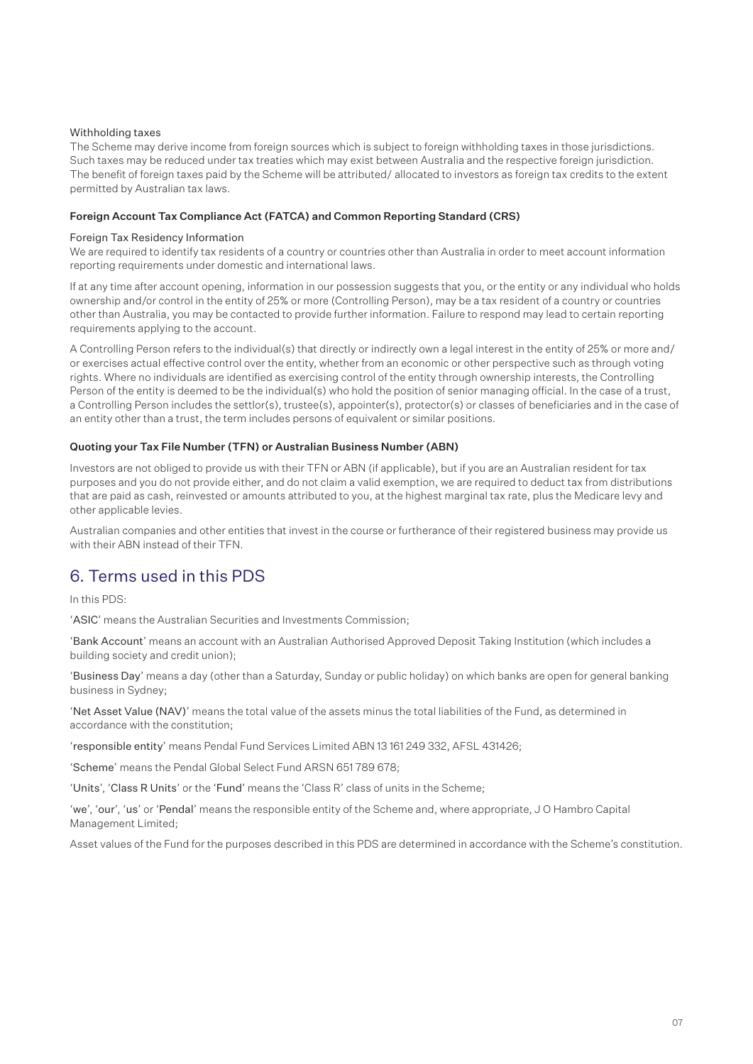Withholding taxes

The Scheme may derive income from foreign sources which is subject to foreign withholding taxes in those jurisdictions. Such taxes may be reduced under tax treaties which may exist between Australia and the respective foreign jurisdiction. The benefit of foreign taxes paid by the Scheme will be attributed/ allocated to investors as foreign tax credits to the extent permitted by Australian tax laws.

**Foreign Account Tax Compliance Act (FATCA) and Common Reporting Standard (CRS)**

Foreign Tax Residency Information

We are required to identify tax residents of a country or countries other than Australia in order to meet account information reporting requirements under domestic and international laws.

If at any time after account opening, information in our possession suggests that you, or the entity or any individual who holds ownership and/or control in the entity of 25% or more (Controlling Person), may be a tax resident of a country or countries other than Australia, you may be contacted to provide further information. Failure to respond may lead to certain reporting requirements applying to the account.

A Controlling Person refers to the individual(s) that directly or indirectly own a legal interest in the entity of 25% or more and/ or exercises actual effective control over the entity, whether from an economic or other perspective such as through voting rights. Where no individuals are identified as exercising control of the entity through ownership interests, the Controlling Person of the entity is deemed to be the individual(s) who hold the position of senior managing official. In the case of a trust, a Controlling Person includes the settlor(s), trustee(s), appointer(s), protector(s) or classes of beneficiaries and in the case of an entity other than a trust, the term includes persons of equivalent or similar positions.

**Quoting your Tax File Number (TFN) or Australian Business Number (ABN)**

Investors are not obliged to provide us with their TFN or ABN (if applicable), but if you are an Australian resident for tax purposes and you do not provide either, and do not claim a valid exemption, we are required to deduct tax from distributions that are paid as cash, reinvested or amounts attributed to you, at the highest marginal tax rate, plus the Medicare levy and other applicable levies.

Australian companies and other entities that invest in the course or furtherance of their registered business may provide us with their ABN instead of their TFN.

## 6. Terms used in this PDS

In this PDS:

'ASIC' means the Australian Securities and Investments Commission;

'Bank Account' means an account with an Australian Authorised Approved Deposit Taking Institution (which includes a building society and credit union);

'Business Day' means a day (other than a Saturday, Sunday or public holiday) on which banks are open for general banking business in Sydney;

'Net Asset Value (NAV)' means the total value of the assets minus the total liabilities of the Fund, as determined in accordance with the constitution;

'responsible entity' means Pendal Fund Services Limited ABN 13 161 249 332, AFSL 431426;

'Scheme' means the Pendal Global Select Fund ARSN 651 789 678;

'Units', 'Class R Units' or the 'Fund' means the 'Class R' class of units in the Scheme;

'we', 'our', 'us' or 'Pendal' means the responsible entity of the Scheme and, where appropriate, J O Hambro Capital Management Limited;

Asset values of the Fund for the purposes described in this PDS are determined in accordance with the Scheme's constitution.